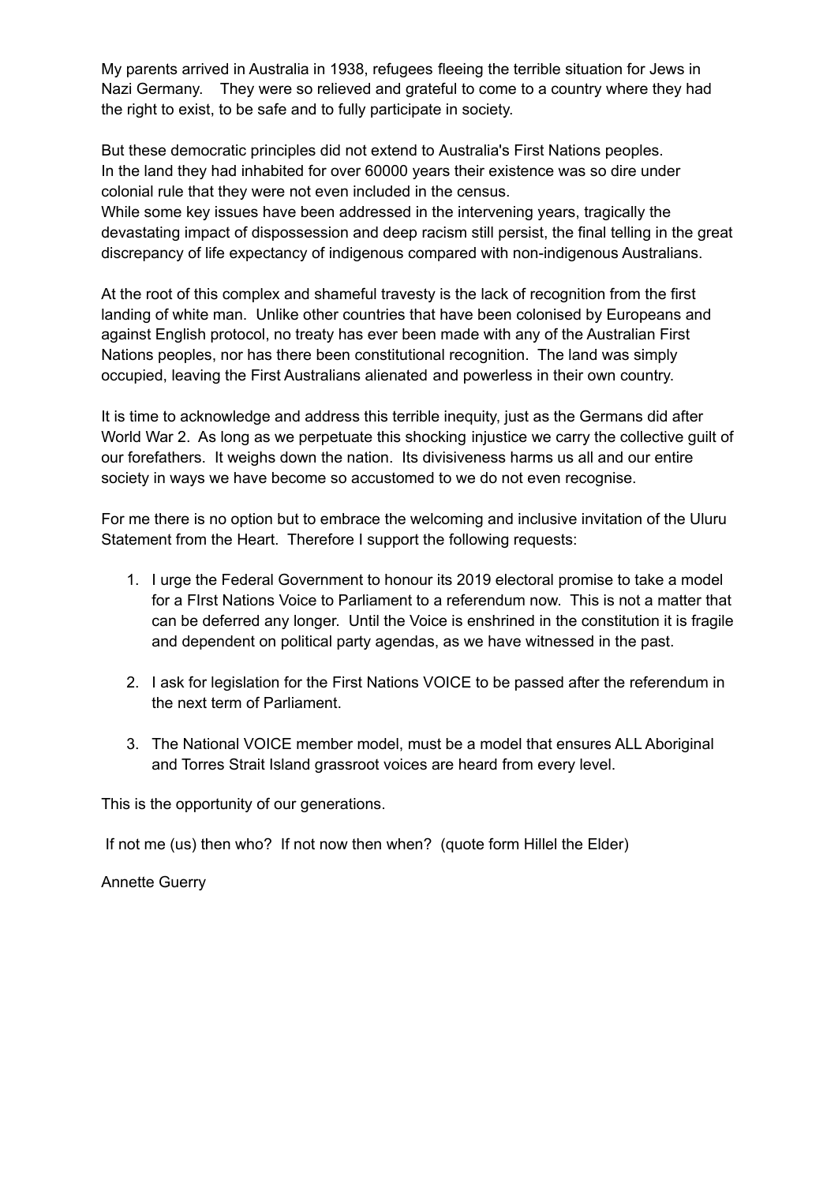My parents arrived in Australia in 1938, refugees fleeing the terrible situation for Jews in Nazi Germany. They were so relieved and grateful to come to a country where they had the right to exist, to be safe and to fully participate in society.

But these democratic principles did not extend to Australia's First Nations peoples. In the land they had inhabited for over 60000 years their existence was so dire under colonial rule that they were not even included in the census.
While some key issues have been addressed in the intervening years, tragically the devastating impact of dispossession and deep racism still persist, the final telling in the great discrepancy of life expectancy of indigenous compared with non-indigenous Australians.

At the root of this complex and shameful travesty is the lack of recognition from the first landing of white man. Unlike other countries that have been colonised by Europeans and against English protocol, no treaty has ever been made with any of the Australian First Nations peoples, nor has there been constitutional recognition. The land was simply occupied, leaving the First Australians alienated and powerless in their own country.

It is time to acknowledge and address this terrible inequity, just as the Germans did after World War 2. As long as we perpetuate this shocking injustice we carry the collective guilt of our forefathers. It weighs down the nation. Its divisiveness harms us all and our entire society in ways we have become so accustomed to we do not even recognise.

For me there is no option but to embrace the welcoming and inclusive invitation of the Uluru Statement from the Heart. Therefore I support the following requests:

1. I urge the Federal Government to honour its 2019 electoral promise to take a model for a FIrst Nations Voice to Parliament to a referendum now. This is not a matter that can be deferred any longer. Until the Voice is enshrined in the constitution it is fragile and dependent on political party agendas, as we have witnessed in the past.

2. I ask for legislation for the First Nations VOICE to be passed after the referendum in the next term of Parliament.

3. The National VOICE member model, must be a model that ensures ALL Aboriginal and Torres Strait Island grassroot voices are heard from every level.

This is the opportunity of our generations.

If not me (us) then who? If not now then when? (quote form Hillel the Elder)

Annette Guerry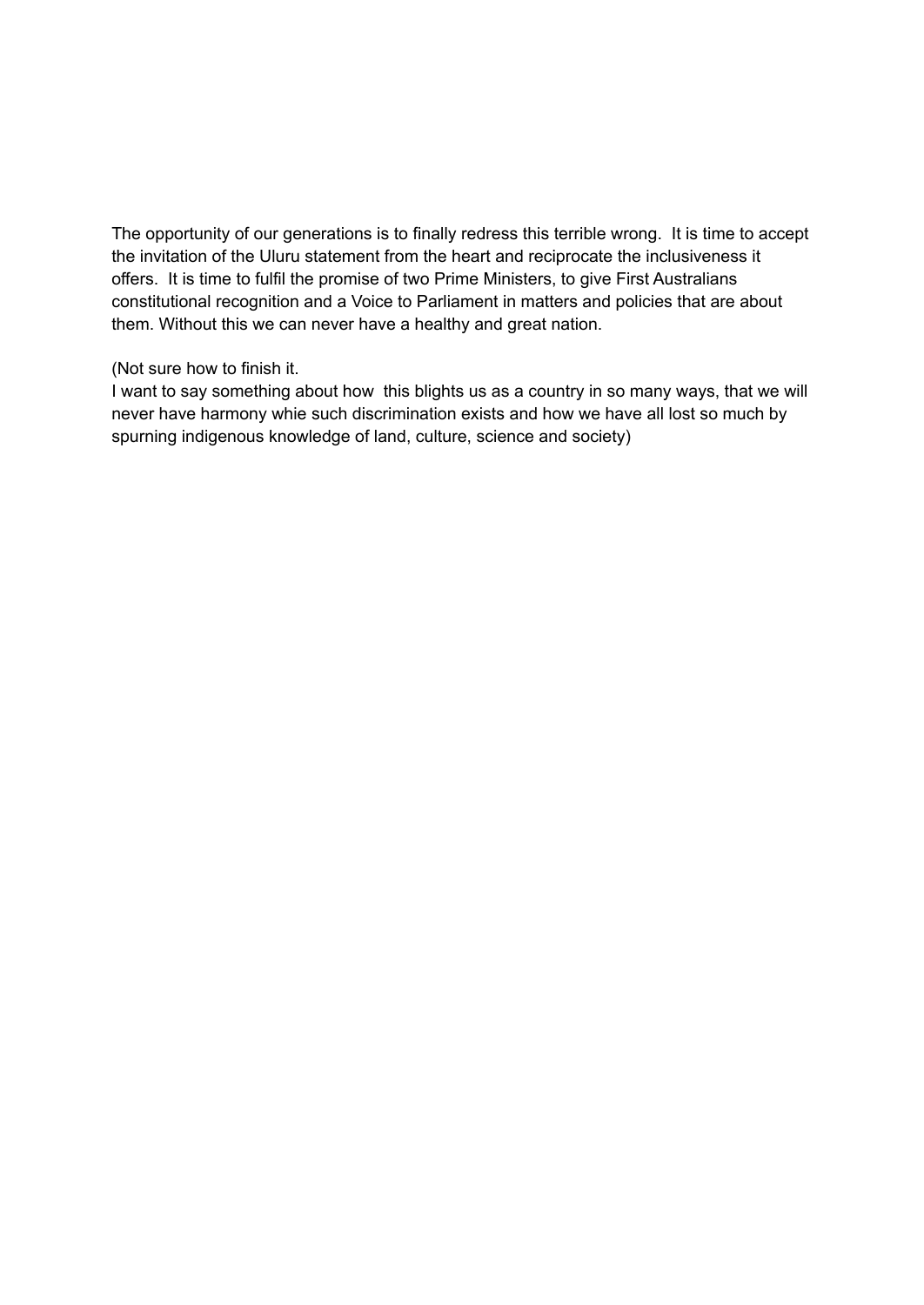The opportunity of our generations is to finally redress this terrible wrong.  It is time to accept the invitation of the Uluru statement from the heart and reciprocate the inclusiveness it offers.  It is time to fulfil the promise of two Prime Ministers, to give First Australians constitutional recognition and a Voice to Parliament in matters and policies that are about them. Without this we can never have a healthy and great nation.

(Not sure how to finish it.
I want to say something about how  this blights us as a country in so many ways, that we will never have harmony whie such discrimination exists and how we have all lost so much by spurning indigenous knowledge of land, culture, science and society)